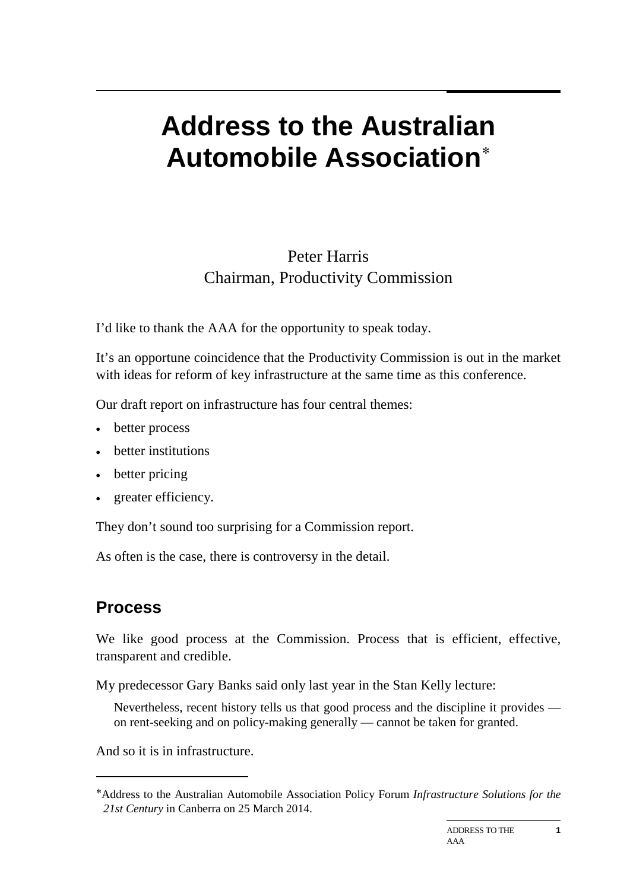# Address to the Australian Automobile Association*

Peter Harris
Chairman, Productivity Commission

I'd like to thank the AAA for the opportunity to speak today.

It's an opportune coincidence that the Productivity Commission is out in the market with ideas for reform of key infrastructure at the same time as this conference.

Our draft report on infrastructure has four central themes:

- better process
- better institutions
- better pricing
- greater efficiency.

They don't sound too surprising for a Commission report.

As often is the case, there is controversy in the detail.

## Process

We like good process at the Commission. Process that is efficient, effective, transparent and credible.

My predecessor Gary Banks said only last year in the Stan Kelly lecture:

> Nevertheless, recent history tells us that good process and the discipline it provides — on rent-seeking and on policy-making generally — cannot be taken for granted.

And so it is in infrastructure.

---

*Address to the Australian Automobile Association Policy Forum *Infrastructure Solutions for the 21st Century* in Canberra on 25 March 2014.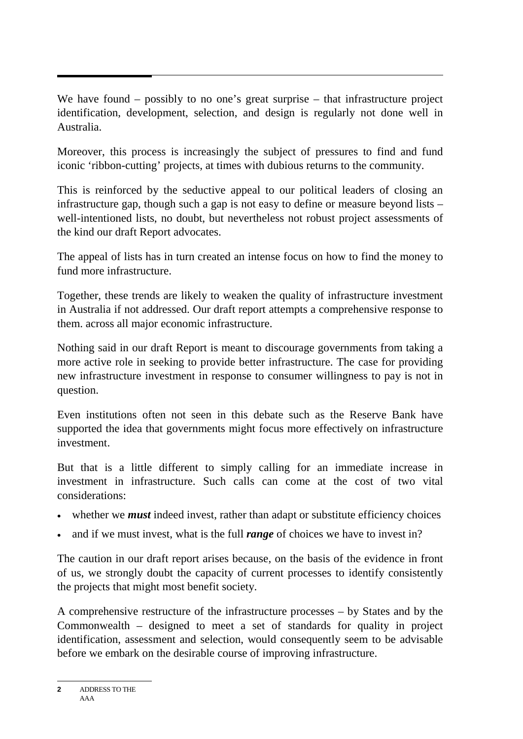We have found – possibly to no one's great surprise – that infrastructure project identification, development, selection, and design is regularly not done well in Australia.

Moreover, this process is increasingly the subject of pressures to find and fund iconic 'ribbon-cutting' projects, at times with dubious returns to the community.

This is reinforced by the seductive appeal to our political leaders of closing an infrastructure gap, though such a gap is not easy to define or measure beyond lists – well-intentioned lists, no doubt, but nevertheless not robust project assessments of the kind our draft Report advocates.

The appeal of lists has in turn created an intense focus on how to find the money to fund more infrastructure.

Together, these trends are likely to weaken the quality of infrastructure investment in Australia if not addressed. Our draft report attempts a comprehensive response to them. across all major economic infrastructure.

Nothing said in our draft Report is meant to discourage governments from taking a more active role in seeking to provide better infrastructure. The case for providing new infrastructure investment in response to consumer willingness to pay is not in question.

Even institutions often not seen in this debate such as the Reserve Bank have supported the idea that governments might focus more effectively on infrastructure investment.

But that is a little different to simply calling for an immediate increase in investment in infrastructure. Such calls can come at the cost of two vital considerations:

- whether we ***must*** indeed invest, rather than adapt or substitute efficiency choices
- and if we must invest, what is the full ***range*** of choices we have to invest in?

The caution in our draft report arises because, on the basis of the evidence in front of us, we strongly doubt the capacity of current processes to identify consistently the projects that might most benefit society.

A comprehensive restructure of the infrastructure processes – by States and by the Commonwealth – designed to meet a set of standards for quality in project identification, assessment and selection, would consequently seem to be advisable before we embark on the desirable course of improving infrastructure.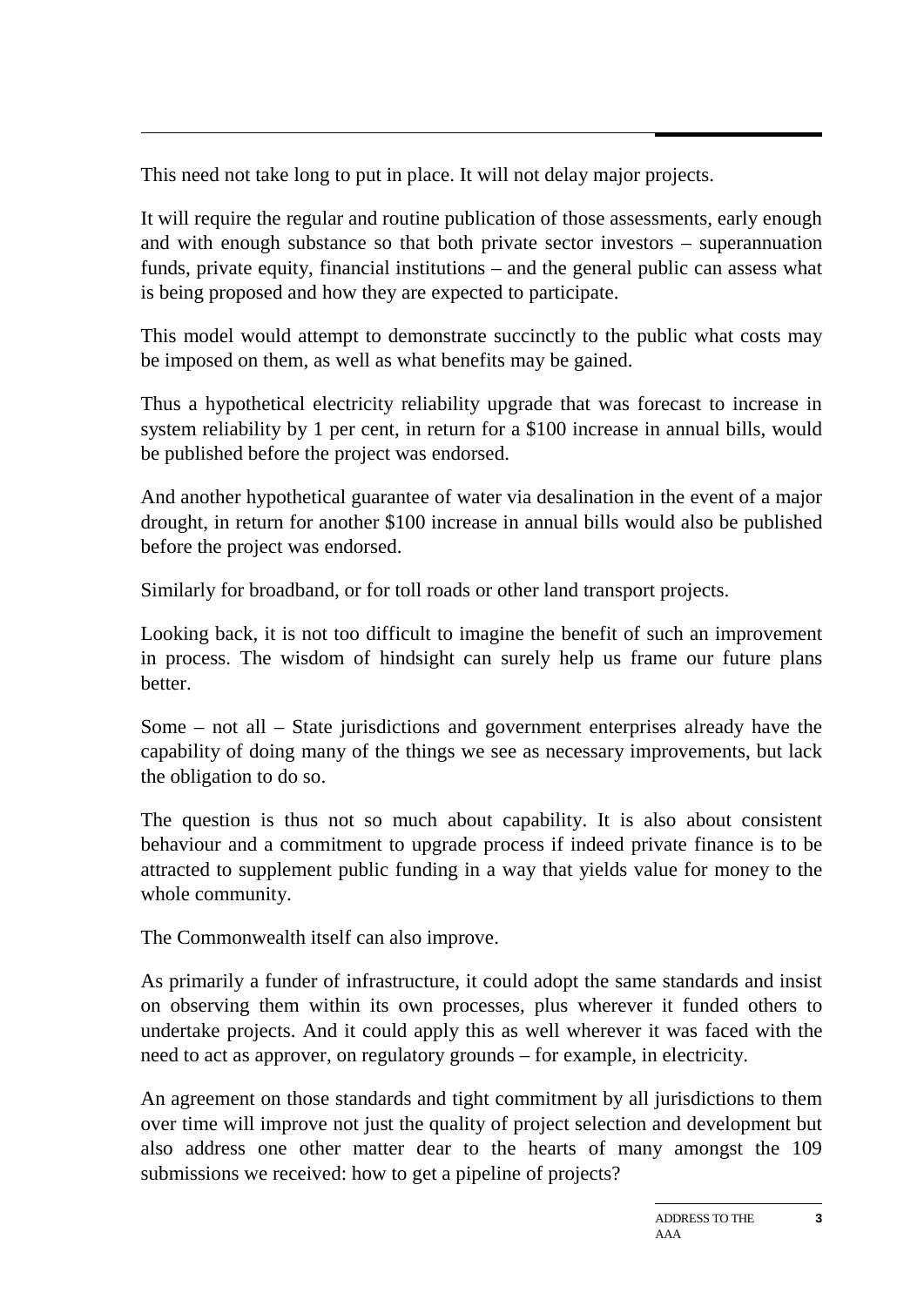This need not take long to put in place. It will not delay major projects.

It will require the regular and routine publication of those assessments, early enough and with enough substance so that both private sector investors – superannuation funds, private equity, financial institutions – and the general public can assess what is being proposed and how they are expected to participate.

This model would attempt to demonstrate succinctly to the public what costs may be imposed on them, as well as what benefits may be gained.

Thus a hypothetical electricity reliability upgrade that was forecast to increase in system reliability by 1 per cent, in return for a $100 increase in annual bills, would be published before the project was endorsed.

And another hypothetical guarantee of water via desalination in the event of a major drought, in return for another $100 increase in annual bills would also be published before the project was endorsed.

Similarly for broadband, or for toll roads or other land transport projects.

Looking back, it is not too difficult to imagine the benefit of such an improvement in process. The wisdom of hindsight can surely help us frame our future plans better.

Some – not all – State jurisdictions and government enterprises already have the capability of doing many of the things we see as necessary improvements, but lack the obligation to do so.

The question is thus not so much about capability. It is also about consistent behaviour and a commitment to upgrade process if indeed private finance is to be attracted to supplement public funding in a way that yields value for money to the whole community.

The Commonwealth itself can also improve.

As primarily a funder of infrastructure, it could adopt the same standards and insist on observing them within its own processes, plus wherever it funded others to undertake projects. And it could apply this as well wherever it was faced with the need to act as approver, on regulatory grounds – for example, in electricity.

An agreement on those standards and tight commitment by all jurisdictions to them over time will improve not just the quality of project selection and development but also address one other matter dear to the hearts of many amongst the 109 submissions we received: how to get a pipeline of projects?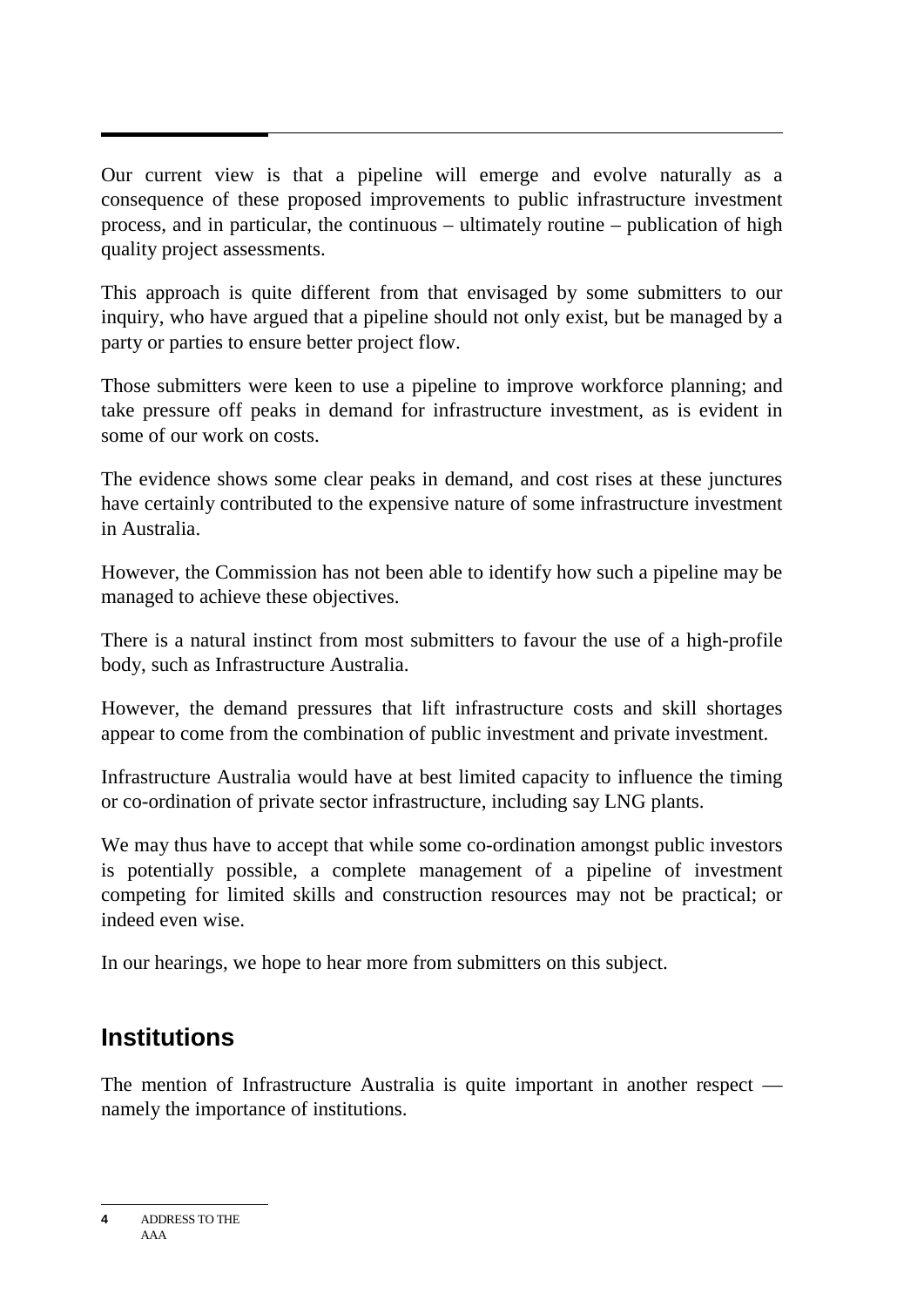Our current view is that a pipeline will emerge and evolve naturally as a consequence of these proposed improvements to public infrastructure investment process, and in particular, the continuous – ultimately routine – publication of high quality project assessments.

This approach is quite different from that envisaged by some submitters to our inquiry, who have argued that a pipeline should not only exist, but be managed by a party or parties to ensure better project flow.

Those submitters were keen to use a pipeline to improve workforce planning; and take pressure off peaks in demand for infrastructure investment, as is evident in some of our work on costs.

The evidence shows some clear peaks in demand, and cost rises at these junctures have certainly contributed to the expensive nature of some infrastructure investment in Australia.

However, the Commission has not been able to identify how such a pipeline may be managed to achieve these objectives.

There is a natural instinct from most submitters to favour the use of a high-profile body, such as Infrastructure Australia.

However, the demand pressures that lift infrastructure costs and skill shortages appear to come from the combination of public investment and private investment.

Infrastructure Australia would have at best limited capacity to influence the timing or co-ordination of private sector infrastructure, including say LNG plants.

We may thus have to accept that while some co-ordination amongst public investors is potentially possible, a complete management of a pipeline of investment competing for limited skills and construction resources may not be practical; or indeed even wise.

In our hearings, we hope to hear more from submitters on this subject.

## Institutions

The mention of Infrastructure Australia is quite important in another respect — namely the importance of institutions.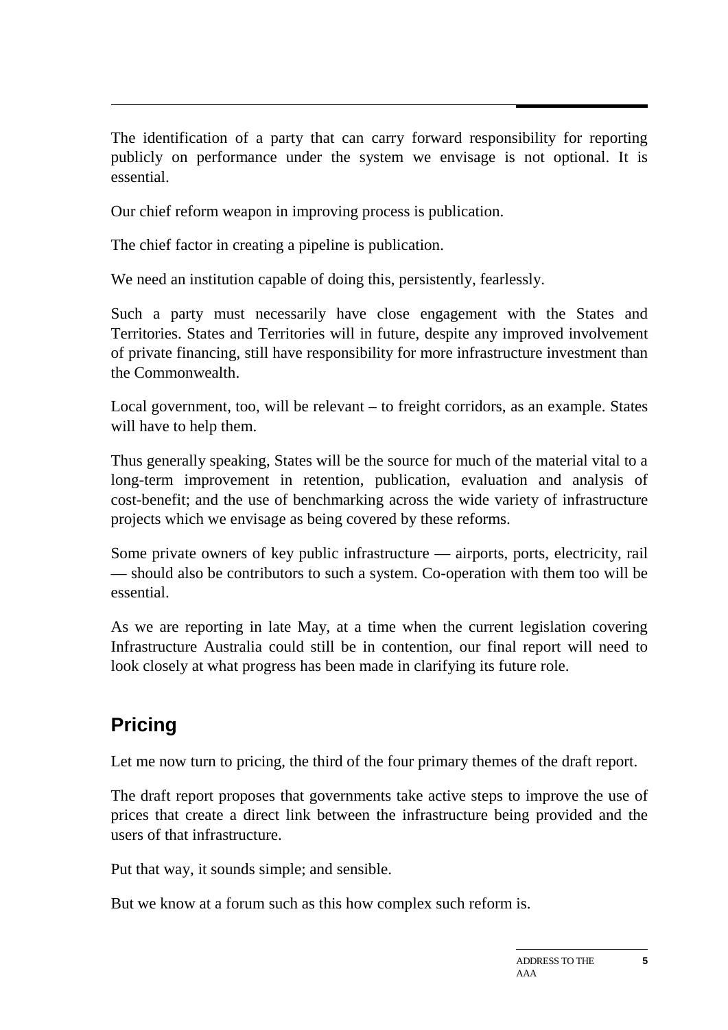The identification of a party that can carry forward responsibility for reporting publicly on performance under the system we envisage is not optional. It is essential.

Our chief reform weapon in improving process is publication.

The chief factor in creating a pipeline is publication.

We need an institution capable of doing this, persistently, fearlessly.

Such a party must necessarily have close engagement with the States and Territories. States and Territories will in future, despite any improved involvement of private financing, still have responsibility for more infrastructure investment than the Commonwealth.

Local government, too, will be relevant – to freight corridors, as an example. States will have to help them.

Thus generally speaking, States will be the source for much of the material vital to a long-term improvement in retention, publication, evaluation and analysis of cost-benefit; and the use of benchmarking across the wide variety of infrastructure projects which we envisage as being covered by these reforms.

Some private owners of key public infrastructure — airports, ports, electricity, rail — should also be contributors to such a system. Co-operation with them too will be essential.

As we are reporting in late May, at a time when the current legislation covering Infrastructure Australia could still be in contention, our final report will need to look closely at what progress has been made in clarifying its future role.

## Pricing

Let me now turn to pricing, the third of the four primary themes of the draft report.

The draft report proposes that governments take active steps to improve the use of prices that create a direct link between the infrastructure being provided and the users of that infrastructure.

Put that way, it sounds simple; and sensible.

But we know at a forum such as this how complex such reform is.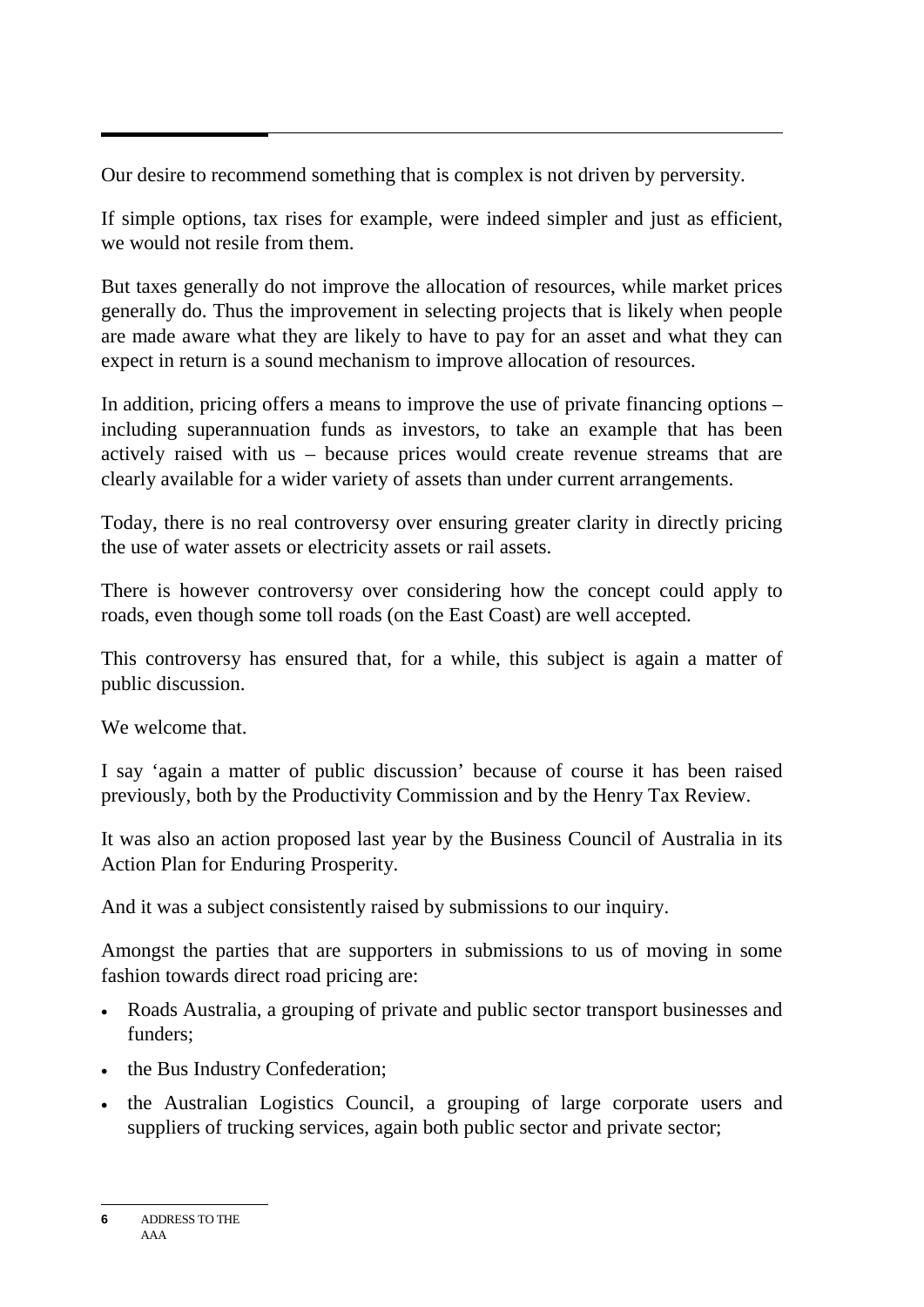Our desire to recommend something that is complex is not driven by perversity.

If simple options, tax rises for example, were indeed simpler and just as efficient, we would not resile from them.

But taxes generally do not improve the allocation of resources, while market prices generally do. Thus the improvement in selecting projects that is likely when people are made aware what they are likely to have to pay for an asset and what they can expect in return is a sound mechanism to improve allocation of resources.

In addition, pricing offers a means to improve the use of private financing options – including superannuation funds as investors, to take an example that has been actively raised with us – because prices would create revenue streams that are clearly available for a wider variety of assets than under current arrangements.

Today, there is no real controversy over ensuring greater clarity in directly pricing the use of water assets or electricity assets or rail assets.

There is however controversy over considering how the concept could apply to roads, even though some toll roads (on the East Coast) are well accepted.

This controversy has ensured that, for a while, this subject is again a matter of public discussion.

We welcome that.

I say 'again a matter of public discussion' because of course it has been raised previously, both by the Productivity Commission and by the Henry Tax Review.

It was also an action proposed last year by the Business Council of Australia in its Action Plan for Enduring Prosperity.

And it was a subject consistently raised by submissions to our inquiry.

Amongst the parties that are supporters in submissions to us of moving in some fashion towards direct road pricing are:

- Roads Australia, a grouping of private and public sector transport businesses and funders;
- the Bus Industry Confederation;
- the Australian Logistics Council, a grouping of large corporate users and suppliers of trucking services, again both public sector and private sector;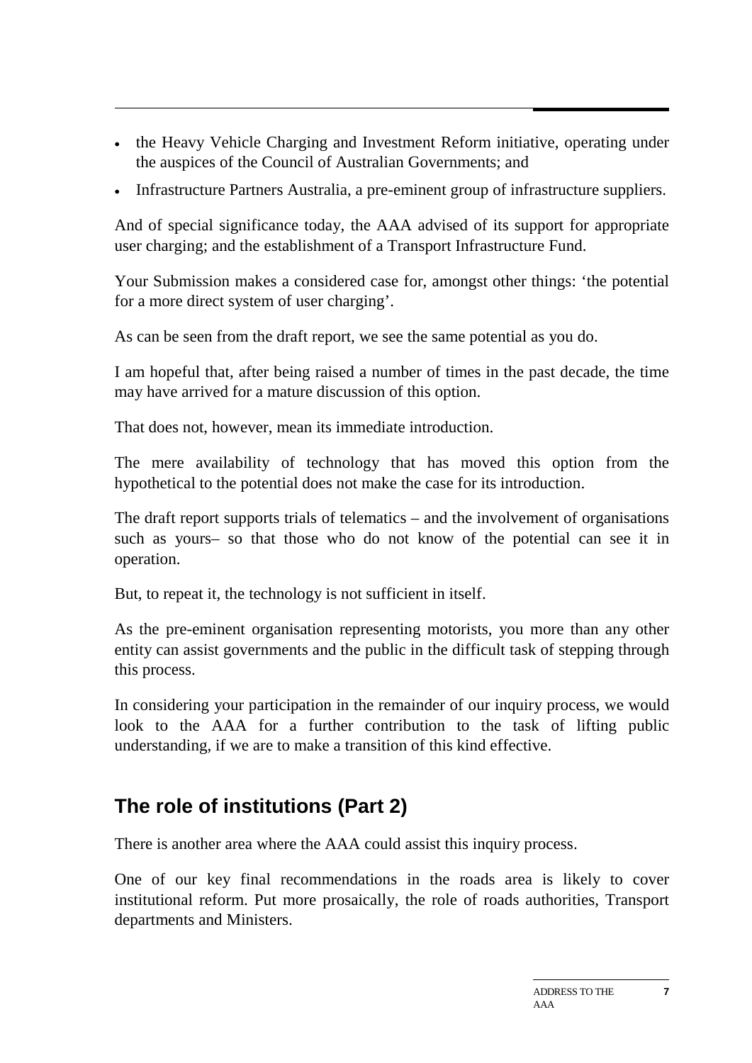- the Heavy Vehicle Charging and Investment Reform initiative, operating under the auspices of the Council of Australian Governments; and
- Infrastructure Partners Australia, a pre-eminent group of infrastructure suppliers.

And of special significance today, the AAA advised of its support for appropriate user charging; and the establishment of a Transport Infrastructure Fund.

Your Submission makes a considered case for, amongst other things: 'the potential for a more direct system of user charging'.

As can be seen from the draft report, we see the same potential as you do.

I am hopeful that, after being raised a number of times in the past decade, the time may have arrived for a mature discussion of this option.

That does not, however, mean its immediate introduction.

The mere availability of technology that has moved this option from the hypothetical to the potential does not make the case for its introduction.

The draft report supports trials of telematics – and the involvement of organisations such as yours– so that those who do not know of the potential can see it in operation.

But, to repeat it, the technology is not sufficient in itself.

As the pre-eminent organisation representing motorists, you more than any other entity can assist governments and the public in the difficult task of stepping through this process.

In considering your participation in the remainder of our inquiry process, we would look to the AAA for a further contribution to the task of lifting public understanding, if we are to make a transition of this kind effective.

## The role of institutions (Part 2)

There is another area where the AAA could assist this inquiry process.

One of our key final recommendations in the roads area is likely to cover institutional reform. Put more prosaically, the role of roads authorities, Transport departments and Ministers.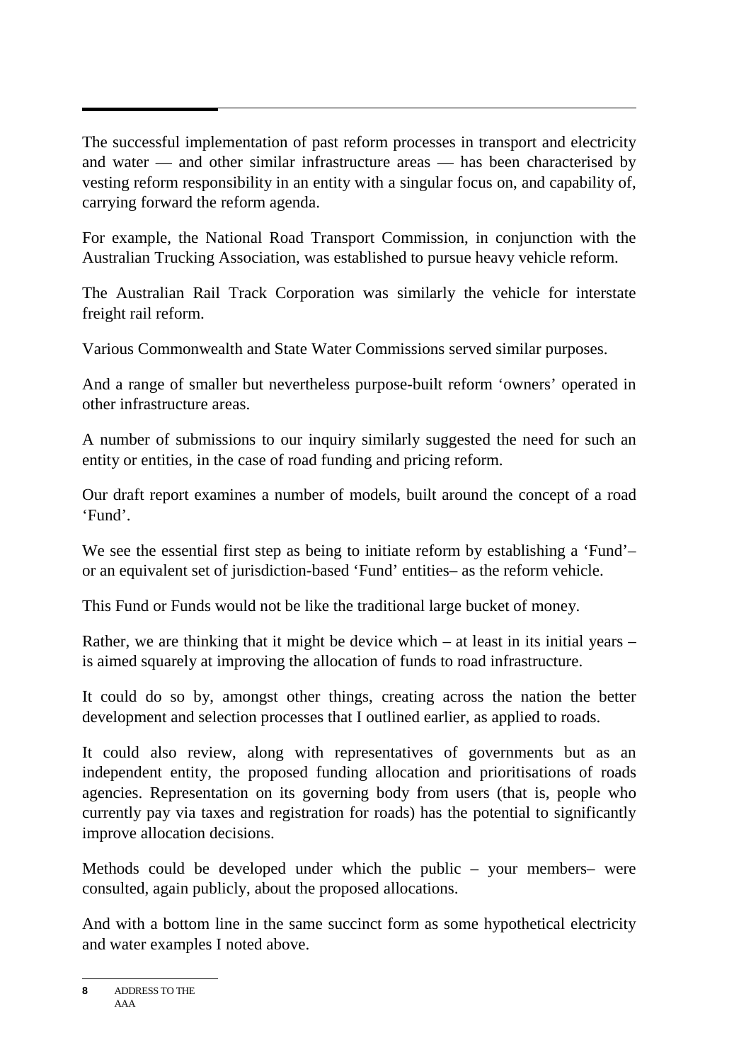The successful implementation of past reform processes in transport and electricity and water — and other similar infrastructure areas — has been characterised by vesting reform responsibility in an entity with a singular focus on, and capability of, carrying forward the reform agenda.

For example, the National Road Transport Commission, in conjunction with the Australian Trucking Association, was established to pursue heavy vehicle reform.

The Australian Rail Track Corporation was similarly the vehicle for interstate freight rail reform.

Various Commonwealth and State Water Commissions served similar purposes.

And a range of smaller but nevertheless purpose-built reform 'owners' operated in other infrastructure areas.

A number of submissions to our inquiry similarly suggested the need for such an entity or entities, in the case of road funding and pricing reform.

Our draft report examines a number of models, built around the concept of a road 'Fund'.

We see the essential first step as being to initiate reform by establishing a 'Fund'– or an equivalent set of jurisdiction-based 'Fund' entities– as the reform vehicle.

This Fund or Funds would not be like the traditional large bucket of money.

Rather, we are thinking that it might be device which – at least in its initial years – is aimed squarely at improving the allocation of funds to road infrastructure.

It could do so by, amongst other things, creating across the nation the better development and selection processes that I outlined earlier, as applied to roads.

It could also review, along with representatives of governments but as an independent entity, the proposed funding allocation and prioritisations of roads agencies. Representation on its governing body from users (that is, people who currently pay via taxes and registration for roads) has the potential to significantly improve allocation decisions.

Methods could be developed under which the public – your members– were consulted, again publicly, about the proposed allocations.

And with a bottom line in the same succinct form as some hypothetical electricity and water examples I noted above.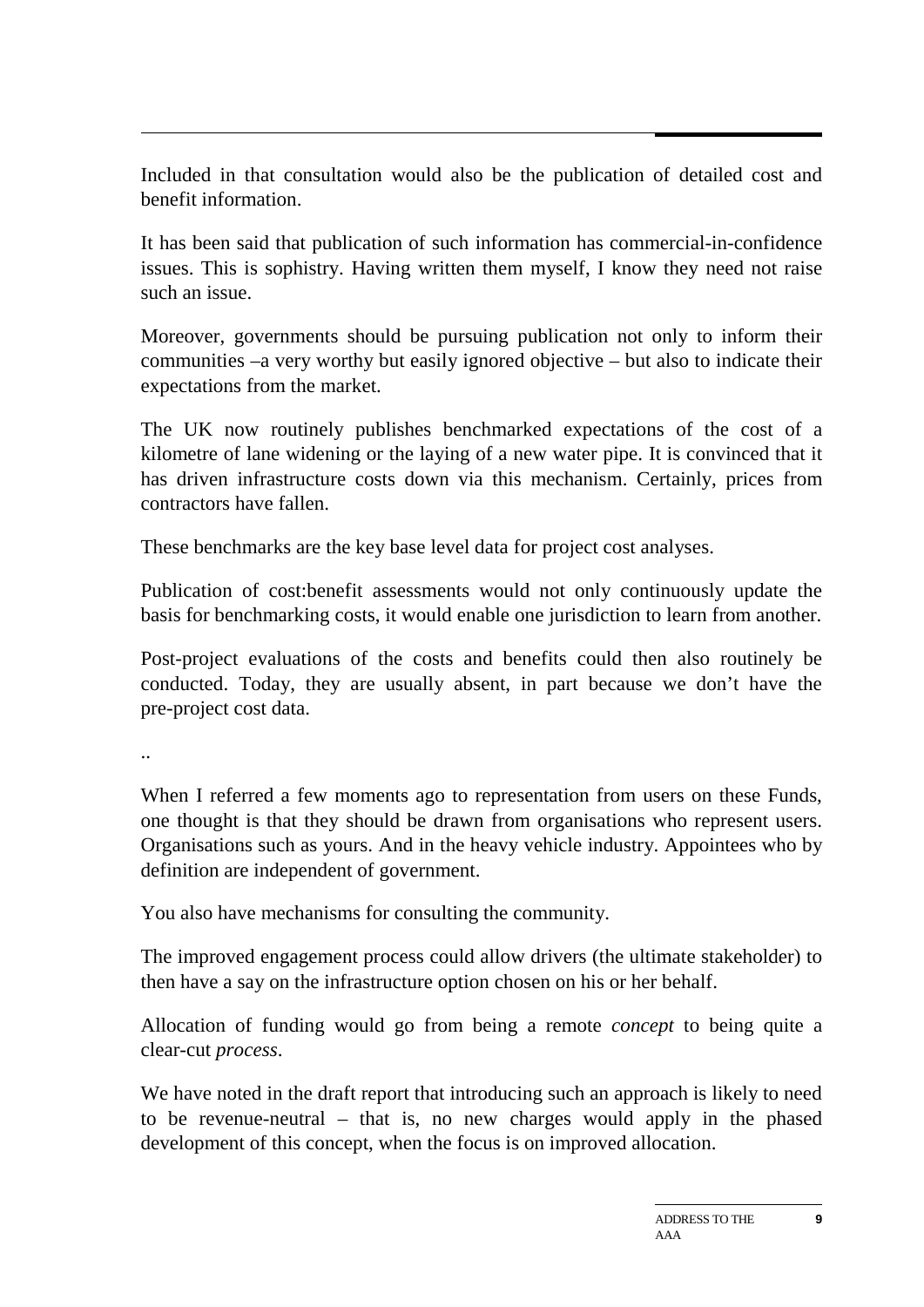Included in that consultation would also be the publication of detailed cost and benefit information.

It has been said that publication of such information has commercial-in-confidence issues. This is sophistry. Having written them myself, I know they need not raise such an issue.

Moreover, governments should be pursuing publication not only to inform their communities –a very worthy but easily ignored objective – but also to indicate their expectations from the market.

The UK now routinely publishes benchmarked expectations of the cost of a kilometre of lane widening or the laying of a new water pipe. It is convinced that it has driven infrastructure costs down via this mechanism. Certainly, prices from contractors have fallen.

These benchmarks are the key base level data for project cost analyses.

Publication of cost:benefit assessments would not only continuously update the basis for benchmarking costs, it would enable one jurisdiction to learn from another.

Post-project evaluations of the costs and benefits could then also routinely be conducted. Today, they are usually absent, in part because we don't have the pre-project cost data.

..

When I referred a few moments ago to representation from users on these Funds, one thought is that they should be drawn from organisations who represent users. Organisations such as yours. And in the heavy vehicle industry. Appointees who by definition are independent of government.

You also have mechanisms for consulting the community.

The improved engagement process could allow drivers (the ultimate stakeholder) to then have a say on the infrastructure option chosen on his or her behalf.

Allocation of funding would go from being a remote *concept* to being quite a clear-cut *process*.

We have noted in the draft report that introducing such an approach is likely to need to be revenue-neutral – that is, no new charges would apply in the phased development of this concept, when the focus is on improved allocation.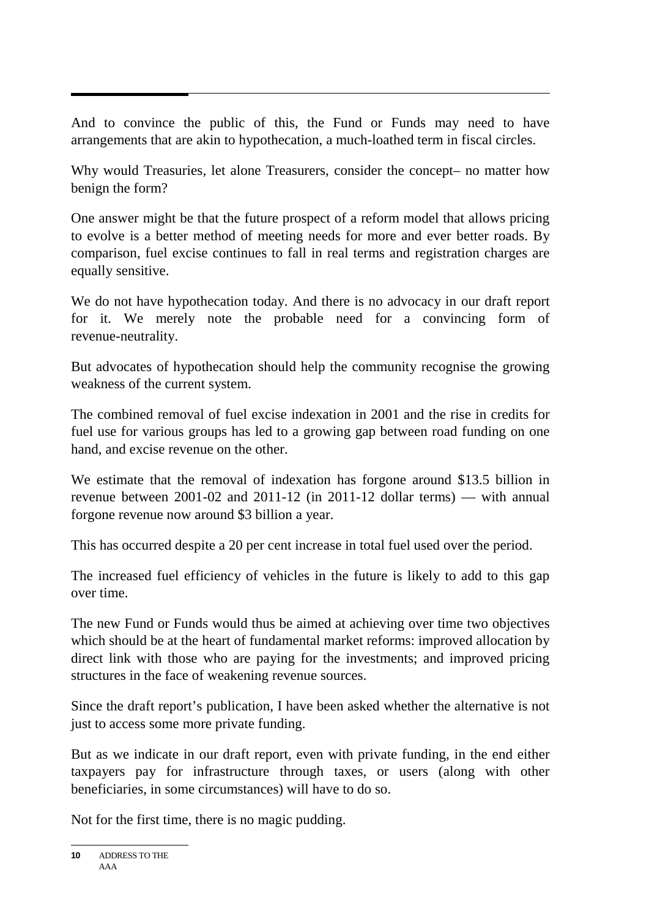And to convince the public of this, the Fund or Funds may need to have arrangements that are akin to hypothecation, a much-loathed term in fiscal circles.

Why would Treasuries, let alone Treasurers, consider the concept– no matter how benign the form?

One answer might be that the future prospect of a reform model that allows pricing to evolve is a better method of meeting needs for more and ever better roads. By comparison, fuel excise continues to fall in real terms and registration charges are equally sensitive.

We do not have hypothecation today. And there is no advocacy in our draft report for it. We merely note the probable need for a convincing form of revenue-neutrality.

But advocates of hypothecation should help the community recognise the growing weakness of the current system.

The combined removal of fuel excise indexation in 2001 and the rise in credits for fuel use for various groups has led to a growing gap between road funding on one hand, and excise revenue on the other.

We estimate that the removal of indexation has forgone around $13.5 billion in revenue between 2001-02 and 2011-12 (in 2011-12 dollar terms) — with annual forgone revenue now around $3 billion a year.

This has occurred despite a 20 per cent increase in total fuel used over the period.

The increased fuel efficiency of vehicles in the future is likely to add to this gap over time.

The new Fund or Funds would thus be aimed at achieving over time two objectives which should be at the heart of fundamental market reforms: improved allocation by direct link with those who are paying for the investments; and improved pricing structures in the face of weakening revenue sources.

Since the draft report's publication, I have been asked whether the alternative is not just to access some more private funding.

But as we indicate in our draft report, even with private funding, in the end either taxpayers pay for infrastructure through taxes, or users (along with other beneficiaries, in some circumstances) will have to do so.

Not for the first time, there is no magic pudding.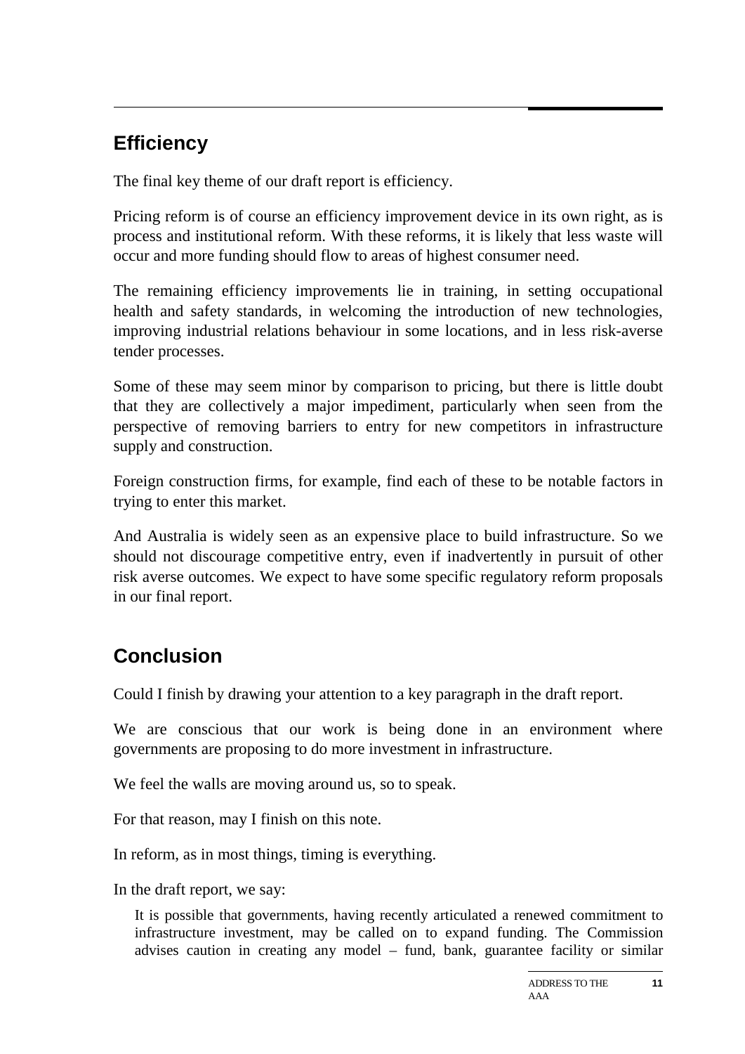## Efficiency

The final key theme of our draft report is efficiency.

Pricing reform is of course an efficiency improvement device in its own right, as is process and institutional reform. With these reforms, it is likely that less waste will occur and more funding should flow to areas of highest consumer need.

The remaining efficiency improvements lie in training, in setting occupational health and safety standards, in welcoming the introduction of new technologies, improving industrial relations behaviour in some locations, and in less risk-averse tender processes.

Some of these may seem minor by comparison to pricing, but there is little doubt that they are collectively a major impediment, particularly when seen from the perspective of removing barriers to entry for new competitors in infrastructure supply and construction.

Foreign construction firms, for example, find each of these to be notable factors in trying to enter this market.

And Australia is widely seen as an expensive place to build infrastructure. So we should not discourage competitive entry, even if inadvertently in pursuit of other risk averse outcomes. We expect to have some specific regulatory reform proposals in our final report.

## Conclusion

Could I finish by drawing your attention to a key paragraph in the draft report.

We are conscious that our work is being done in an environment where governments are proposing to do more investment in infrastructure.

We feel the walls are moving around us, so to speak.

For that reason, may I finish on this note.

In reform, as in most things, timing is everything.

In the draft report, we say:

> It is possible that governments, having recently articulated a renewed commitment to infrastructure investment, may be called on to expand funding. The Commission advises caution in creating any model – fund, bank, guarantee facility or similar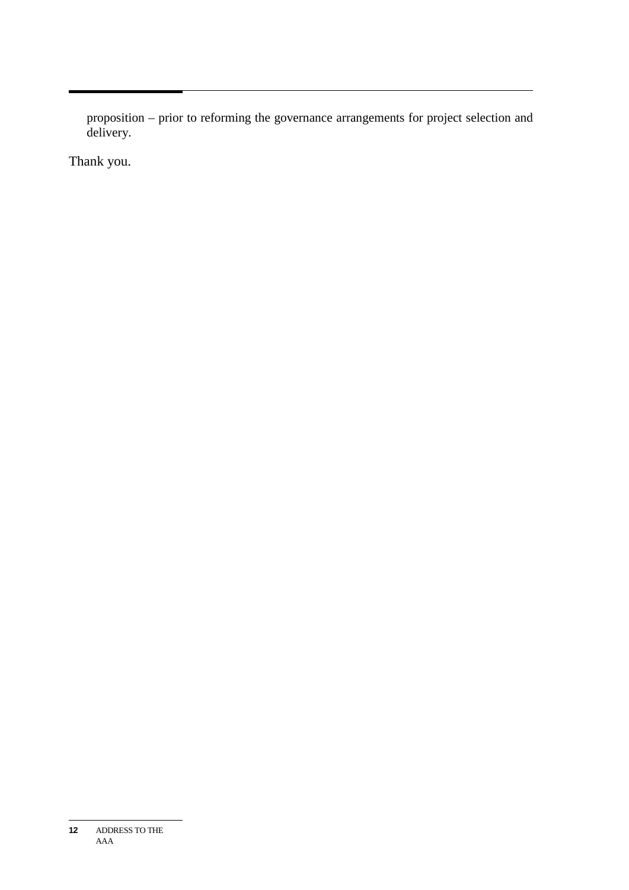proposition – prior to reforming the governance arrangements for project selection and delivery.

Thank you.